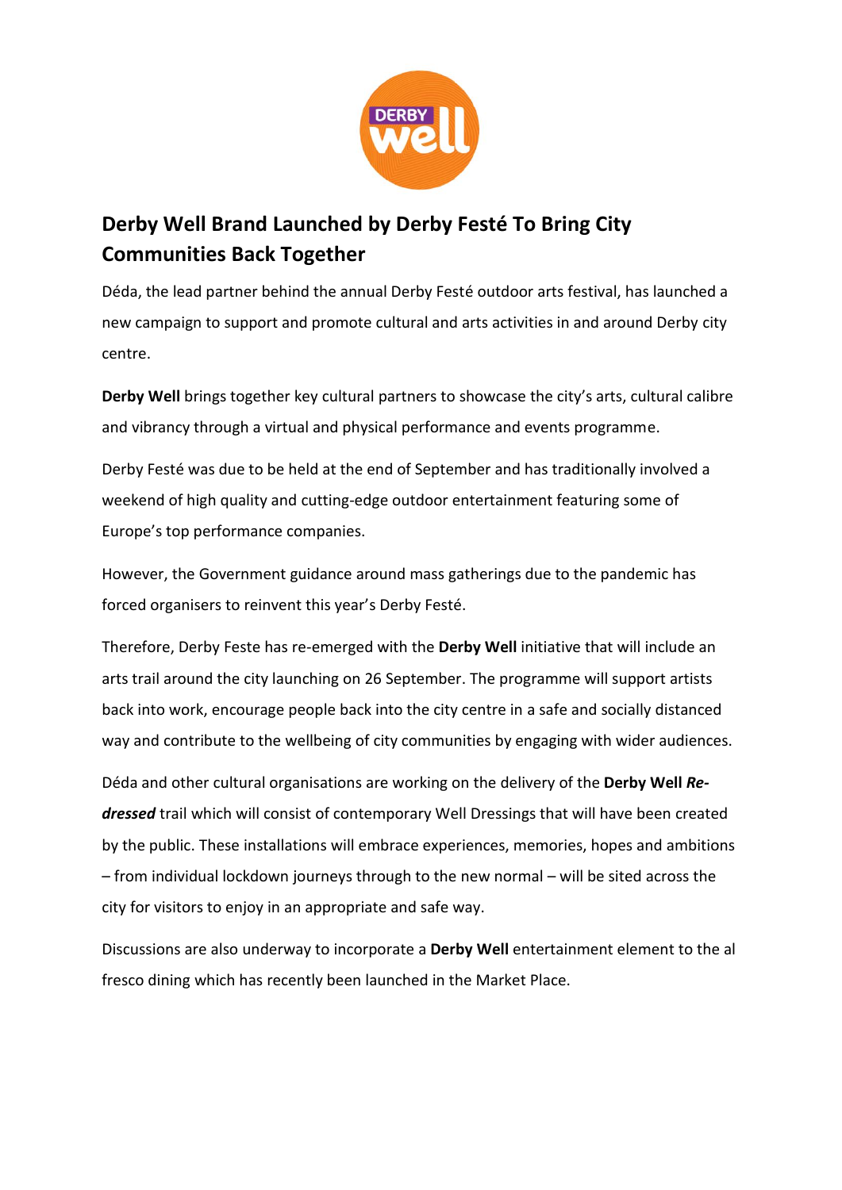# Derby Well Brand Launched by Derby Festé To Bring City Communities Back Together

Déda, the lead partner behind the annual Derby Festé outdoor arts festival, has launched a new campaign to support and promote cultural and arts activities in and around Derby city centre.

**Derby Well** brings together key cultural partners to showcase the city's arts, cultural calibre and vibrancy through a virtual and physical performance and events programme.

Derby Festé was due to be held at the end of September and has traditionally involved a weekend of high quality and cutting-edge outdoor entertainment featuring some of Europe's top performance companies.

However, the Government guidance around mass gatherings due to the pandemic has forced organisers to reinvent this year's Derby Festé.

Therefore, Derby Feste has re-emerged with the **Derby Well** initiative that will include an arts trail around the city launching on 26 September. The programme will support artists back into work, encourage people back into the city centre in a safe and socially distanced way and contribute to the wellbeing of city communities by engaging with wider audiences.

Déda and other cultural organisations are working on the delivery of the **Derby Well *Re-dressed*** trail which will consist of contemporary Well Dressings that will have been created by the public. These installations will embrace experiences, memories, hopes and ambitions – from individual lockdown journeys through to the new normal – will be sited across the city for visitors to enjoy in an appropriate and safe way.

Discussions are also underway to incorporate a **Derby Well** entertainment element to the al fresco dining which has recently been launched in the Market Place.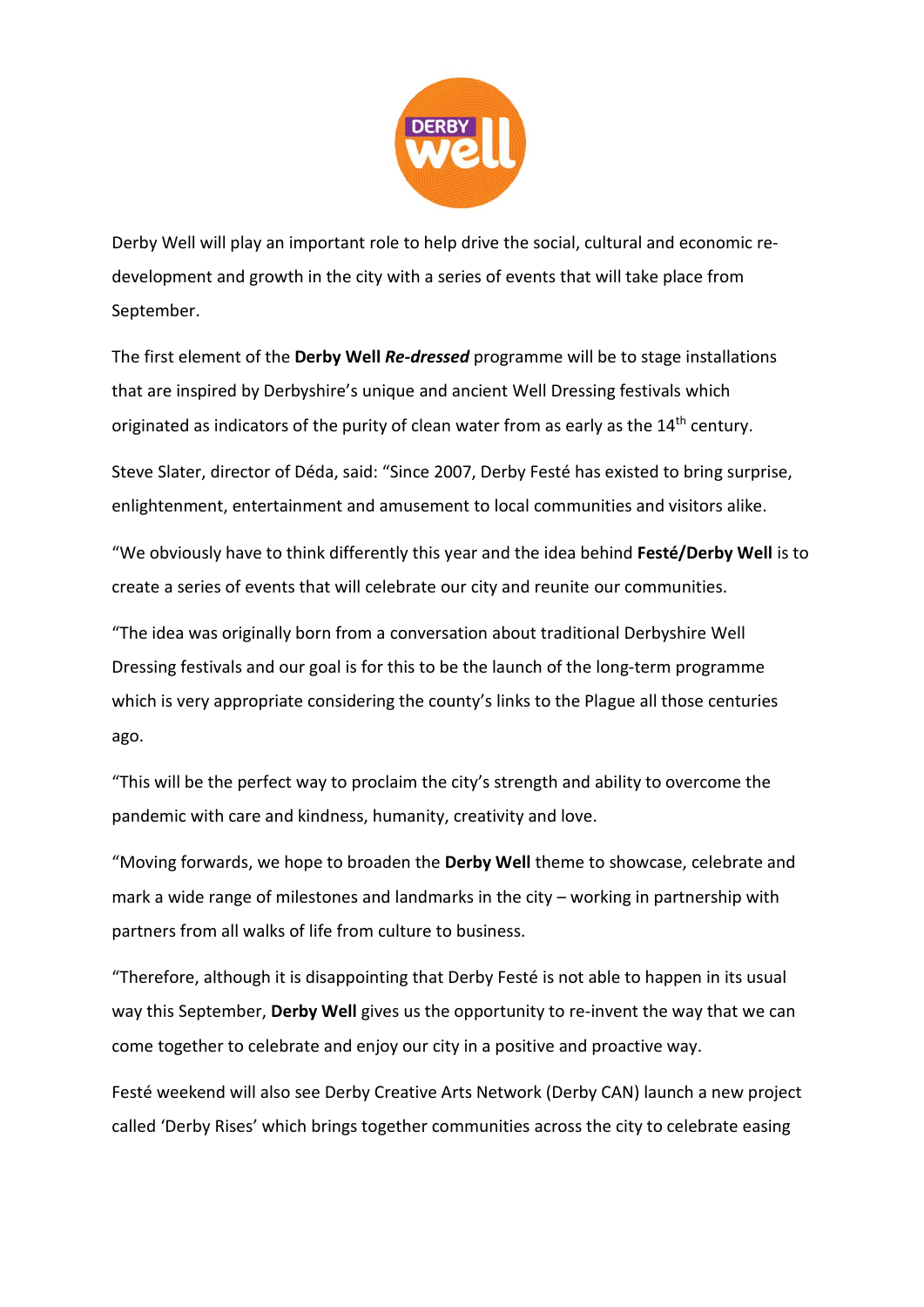Derby Well will play an important role to help drive the social, cultural and economic re-development and growth in the city with a series of events that will take place from September.

The first element of the **Derby Well *Re-dressed*** programme will be to stage installations that are inspired by Derbyshire's unique and ancient Well Dressing festivals which originated as indicators of the purity of clean water from as early as the 14th century.

Steve Slater, director of Déda, said: "Since 2007, Derby Festé has existed to bring surprise, enlightenment, entertainment and amusement to local communities and visitors alike.

"We obviously have to think differently this year and the idea behind **Festé/Derby Well** is to create a series of events that will celebrate our city and reunite our communities.

"The idea was originally born from a conversation about traditional Derbyshire Well Dressing festivals and our goal is for this to be the launch of the long-term programme which is very appropriate considering the county's links to the Plague all those centuries ago.

"This will be the perfect way to proclaim the city's strength and ability to overcome the pandemic with care and kindness, humanity, creativity and love.

"Moving forwards, we hope to broaden the **Derby Well** theme to showcase, celebrate and mark a wide range of milestones and landmarks in the city – working in partnership with partners from all walks of life from culture to business.

"Therefore, although it is disappointing that Derby Festé is not able to happen in its usual way this September, **Derby Well** gives us the opportunity to re-invent the way that we can come together to celebrate and enjoy our city in a positive and proactive way.

Festé weekend will also see Derby Creative Arts Network (Derby CAN) launch a new project called 'Derby Rises' which brings together communities across the city to celebrate easing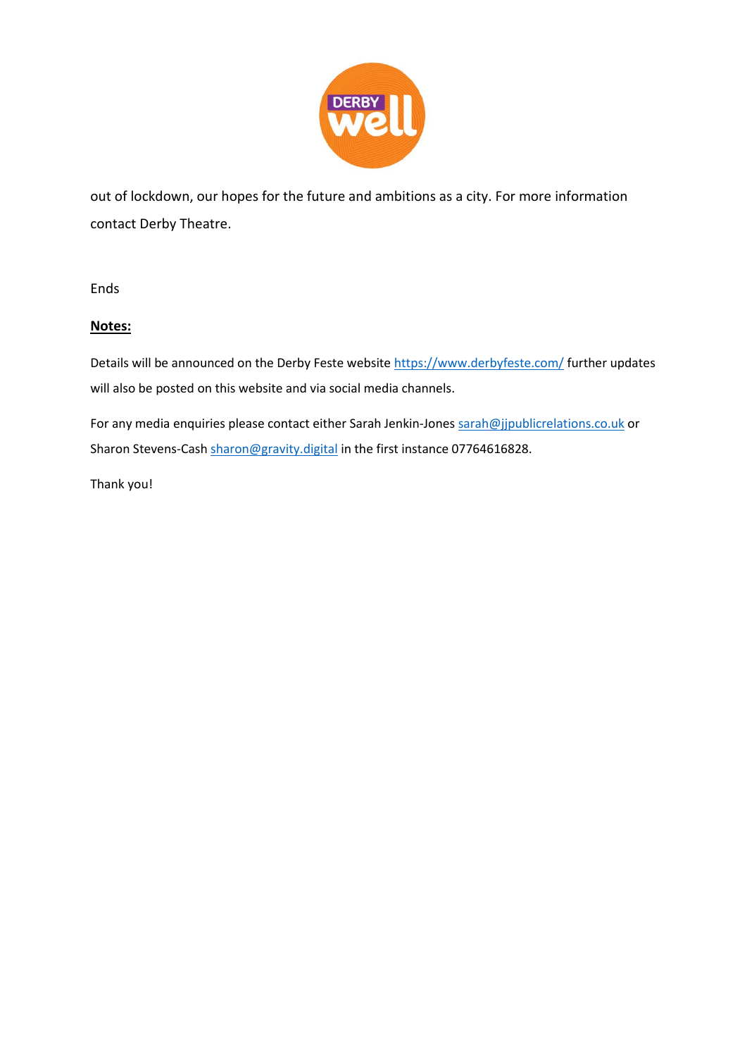out of lockdown, our hopes for the future and ambitions as a city. For more information contact Derby Theatre.

Ends

**Notes:**

Details will be announced on the Derby Feste website https://www.derbyfeste.com/ further updates will also be posted on this website and via social media channels.

For any media enquiries please contact either Sarah Jenkin-Jones sarah@jjpublicrelations.co.uk or Sharon Stevens-Cash sharon@gravity.digital in the first instance 07764616828.

Thank you!